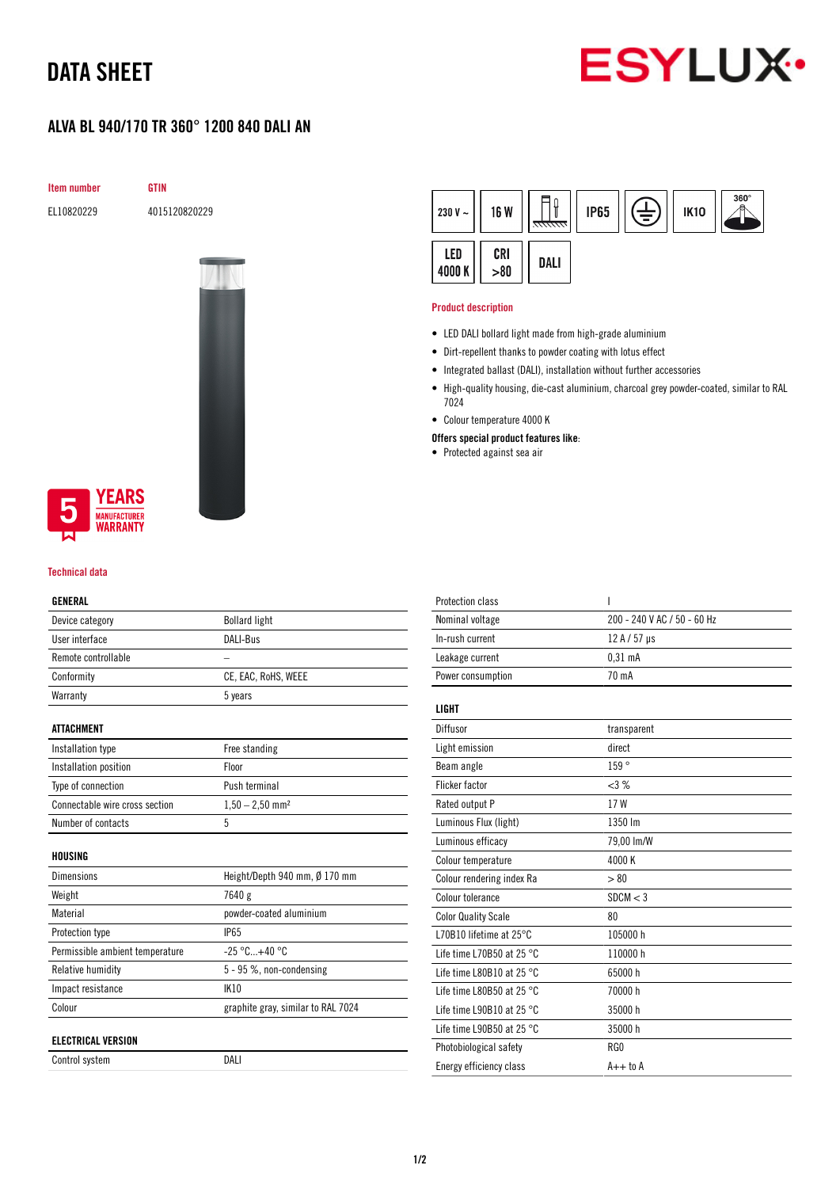# DATA SHEET

## ALVA BL 940/170 TR 360° 1200 840 DALI AN

| Item number | GTIN |
|---|---|
| EL10820229 | 4015120820229 |

230 V ~ | 16 W | IP65 | IK10 | 360° | LED 4000 K | CRI >80 | DALI

5 YEARS MANUFACTURER WARRANTY

### Product description

- LED DALI bollard light made from high-grade aluminium
- Dirt-repellent thanks to powder coating with lotus effect
- Integrated ballast (DALI), installation without further accessories
- High-quality housing, die-cast aluminium, charcoal grey powder-coated, similar to RAL 7024
- Colour temperature 4000 K

**Offers special product features like:**

- Protected against sea air

### Technical data

| GENERAL | |
|---|---|
| Device category | Bollard light |
| User interface | DALI-Bus |
| Remote controllable | – |
| Conformity | CE, EAC, RoHS, WEEE |
| Warranty | 5 years |

| ATTACHMENT | |
|---|---|
| Installation type | Free standing |
| Installation position | Floor |
| Type of connection | Push terminal |
| Connectable wire cross section | 1,50 – 2,50 mm² |
| Number of contacts | 5 |

| HOUSING | |
|---|---|
| Dimensions | Height/Depth 940 mm, Ø 170 mm |
| Weight | 7640 g |
| Material | powder-coated aluminium |
| Protection type | IP65 |
| Permissible ambient temperature | -25 °C...+40 °C |
| Relative humidity | 5 - 95 %, non-condensing |
| Impact resistance | IK10 |
| Colour | graphite gray, similar to RAL 7024 |

| ELECTRICAL VERSION | |
|---|---|
| Control system | DALI |
| Protection class | I |
| Nominal voltage | 200 - 240 V AC / 50 - 60 Hz |
| In-rush current | 12 A / 57 µs |
| Leakage current | 0,31 mA |
| Power consumption | 70 mA |

| LIGHT | |
|---|---|
| Diffusor | transparent |
| Light emission | direct |
| Beam angle | 159 ° |
| Flicker factor | <3 % |
| Rated output P | 17 W |
| Luminous Flux (light) | 1350 lm |
| Luminous efficacy | 79,00 lm/W |
| Colour temperature | 4000 K |
| Colour rendering index Ra | > 80 |
| Colour tolerance | SDCM < 3 |
| Color Quality Scale | 80 |
| L70B10 lifetime at 25°C | 105000 h |
| Life time L70B50 at 25 °C | 110000 h |
| Life time L80B10 at 25 °C | 65000 h |
| Life time L80B50 at 25 °C | 70000 h |
| Life time L90B10 at 25 °C | 35000 h |
| Life time L90B50 at 25 °C | 35000 h |
| Photobiological safety | RG0 |
| Energy efficiency class | A++ to A |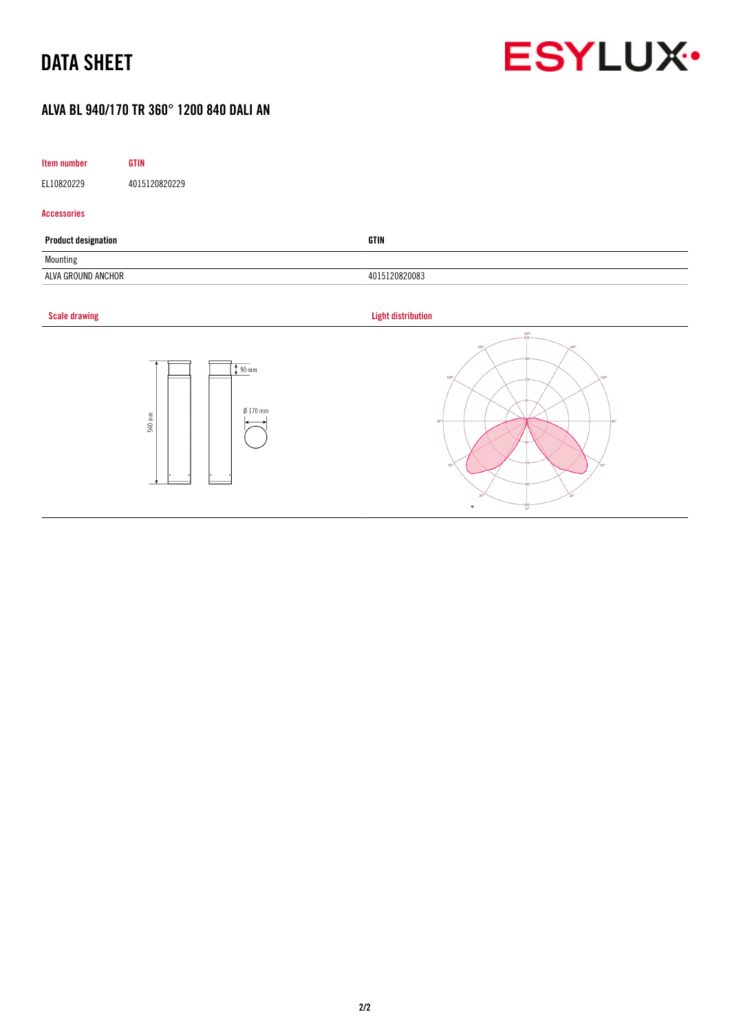# DATA SHEET

ESYLUX

## ALVA BL 940/170 TR 360° 1200 840 DALI AN

| Item number | GTIN |
| --- | --- |
| EL10820229 | 4015120820229 |

### Accessories

| Product designation | GTIN |
| --- | --- |
| Mounting | |
| ALVA GROUND ANCHOR | 4015120820083 |

### Scale drawing

940 mm
90 mm
Ø 170 mm

### Light distribution

180°
150°
150°
120°
120°
90°
90°
60°
60°
30°
30°
0°